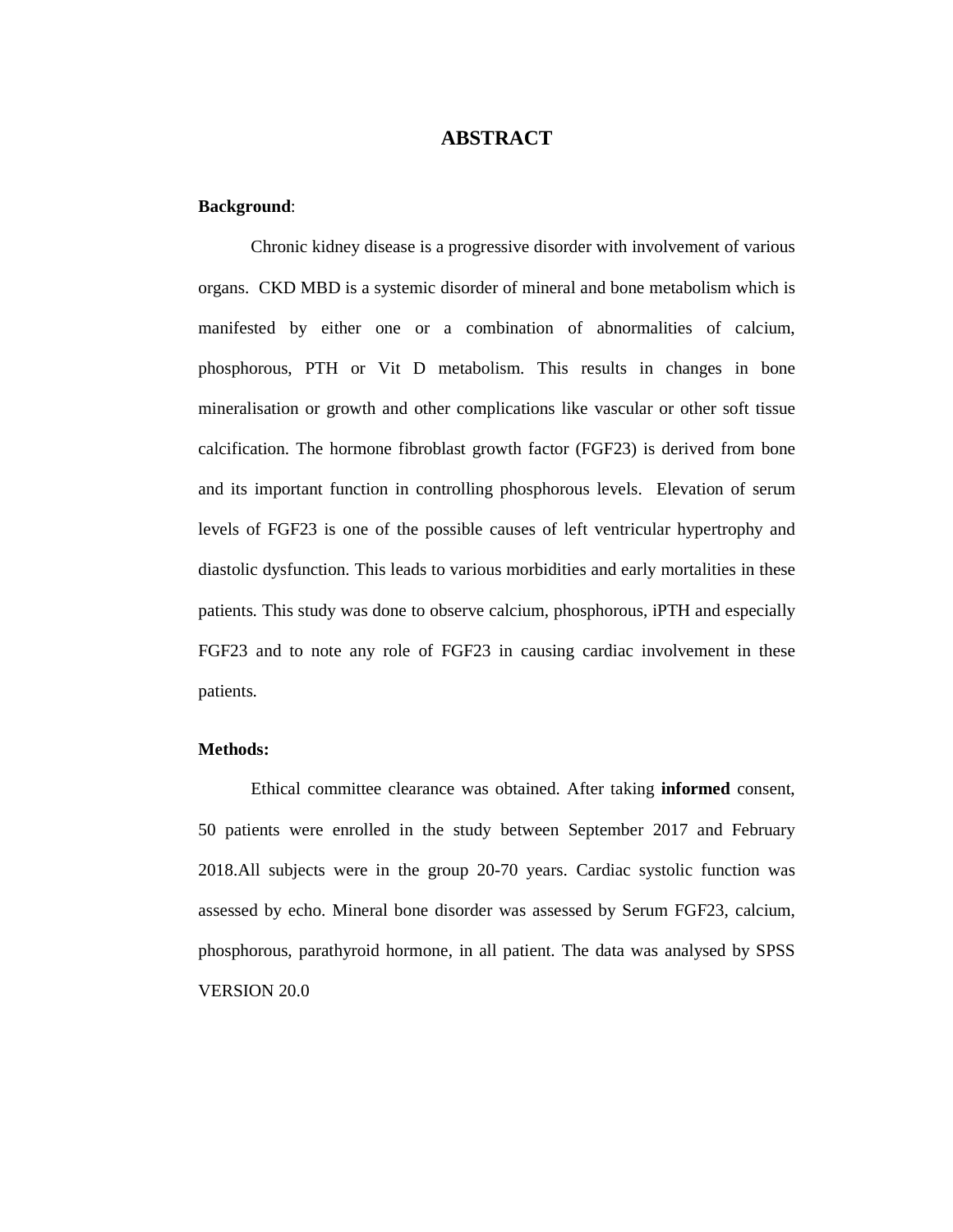# ABSTRACT

**Background**:

Chronic kidney disease is a progressive disorder with involvement of various organs. CKD MBD is a systemic disorder of mineral and bone metabolism which is manifested by either one or a combination of abnormalities of calcium, phosphorous, PTH or Vit D metabolism. This results in changes in bone mineralisation or growth and other complications like vascular or other soft tissue calcification. The hormone fibroblast growth factor (FGF23) is derived from bone and its important function in controlling phosphorous levels. Elevation of serum levels of FGF23 is one of the possible causes of left ventricular hypertrophy and diastolic dysfunction. This leads to various morbidities and early mortalities in these patients. This study was done to observe calcium, phosphorous, iPTH and especially FGF23 and to note any role of FGF23 in causing cardiac involvement in these patients.

**Methods:**

Ethical committee clearance was obtained. After taking **informed** consent, 50 patients were enrolled in the study between September 2017 and February 2018.All subjects were in the group 20-70 years. Cardiac systolic function was assessed by echo. Mineral bone disorder was assessed by Serum FGF23, calcium, phosphorous, parathyroid hormone, in all patient. The data was analysed by SPSS VERSION 20.0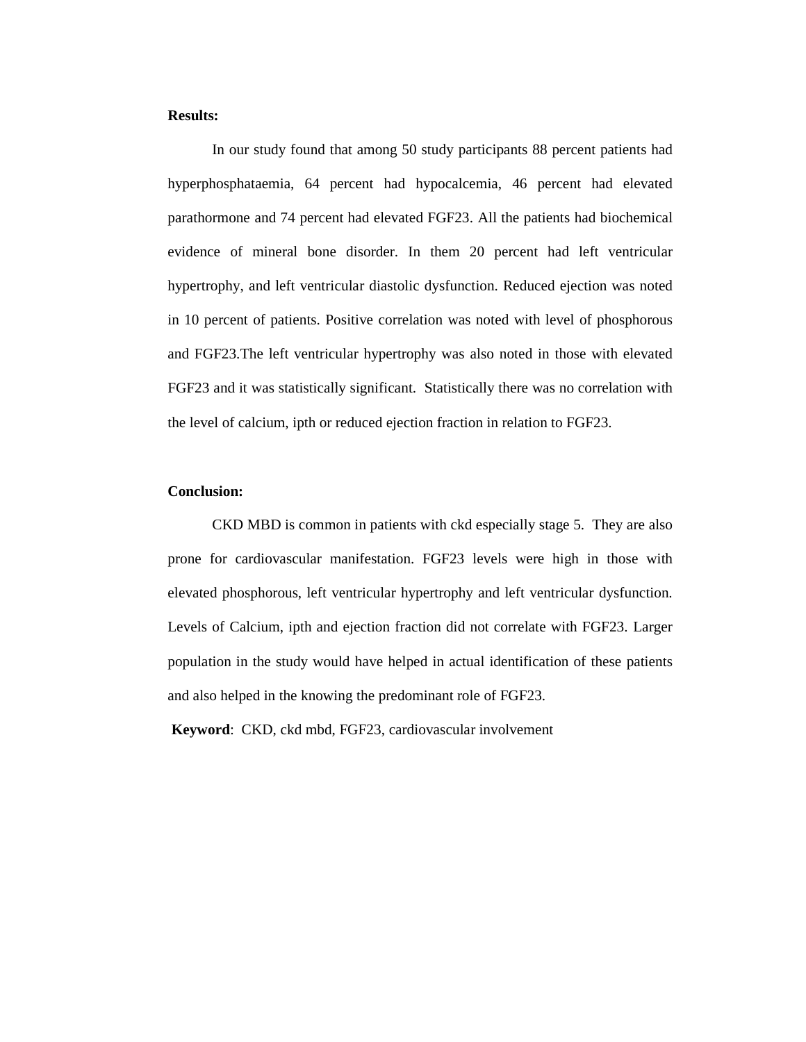**Results:**

In our study found that among 50 study participants 88 percent patients had hyperphosphataemia, 64 percent had hypocalcemia, 46 percent had elevated parathormone and 74 percent had elevated FGF23. All the patients had biochemical evidence of mineral bone disorder. In them 20 percent had left ventricular hypertrophy, and left ventricular diastolic dysfunction. Reduced ejection was noted in 10 percent of patients. Positive correlation was noted with level of phosphorous and FGF23.The left ventricular hypertrophy was also noted in those with elevated FGF23 and it was statistically significant. Statistically there was no correlation with the level of calcium, ipth or reduced ejection fraction in relation to FGF23.

**Conclusion:**

CKD MBD is common in patients with ckd especially stage 5. They are also prone for cardiovascular manifestation. FGF23 levels were high in those with elevated phosphorous, left ventricular hypertrophy and left ventricular dysfunction. Levels of Calcium, ipth and ejection fraction did not correlate with FGF23. Larger population in the study would have helped in actual identification of these patients and also helped in the knowing the predominant role of FGF23.

**Keyword**: CKD, ckd mbd, FGF23, cardiovascular involvement